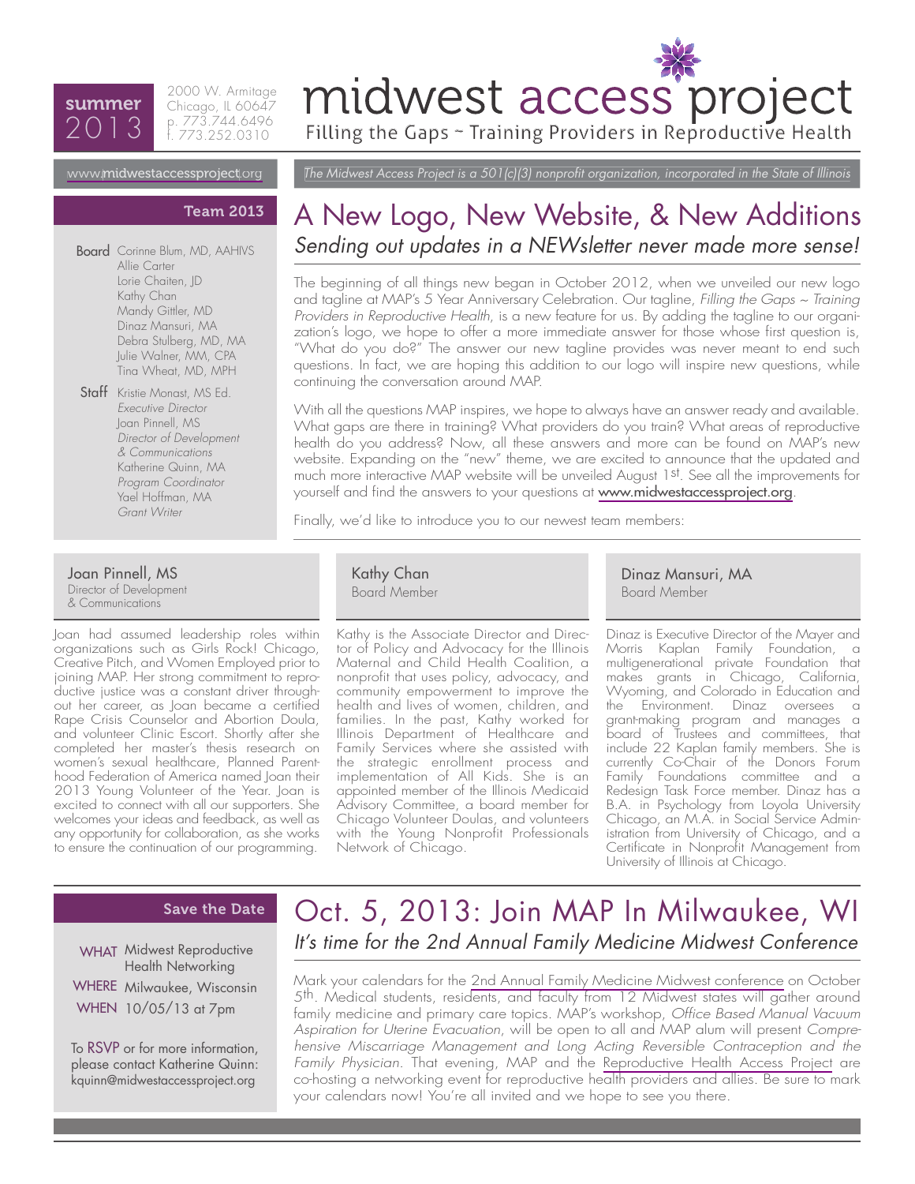summer 2013

2000 W. Armitage
Chicago, IL 60647
p. 773.744.6496
f. 773.252.0310

# midwest access project

Filling the Gaps ~ Training Providers in Reproductive Health

www.midwestaccessproject.org

*The Midwest Access Project is a 501(c)(3) nonprofit organization, incorporated in the State of Illinois*

## Team 2013

**Board**
Corinne Blum, MD, AAHIVS
Allie Carter
Lorie Chaiten, JD
Kathy Chan
Mandy Gittler, MD
Dinaz Mansuri, MA
Debra Stulberg, MD, MA
Julie Walner, MM, CPA
Tina Wheat, MD, MPH

**Staff**
Kristie Monast, MS Ed.
*Executive Director*
Joan Pinnell, MS
*Director of Development & Communications*
Katherine Quinn, MA
*Program Coordinator*
Yael Hoffman, MA
*Grant Writer*

## A New Logo, New Website, & New Additions

*Sending out updates in a NEWsletter never made more sense!*

The beginning of all things new began in October 2012, when we unveiled our new logo and tagline at MAP's 5 Year Anniversary Celebration. Our tagline, *Filling the Gaps ~ Training Providers in Reproductive Health*, is a new feature for us. By adding the tagline to our organization's logo, we hope to offer a more immediate answer for those whose first question is, "What do you do?" The answer our new tagline provides was never meant to end such questions. In fact, we are hoping this addition to our logo will inspire new questions, while continuing the conversation around MAP.

With all the questions MAP inspires, we hope to always have an answer ready and available. What gaps are there in training? What providers do you train? What areas of reproductive health do you address? Now, all these answers and more can be found on MAP's new website. Expanding on the "new" theme, we are excited to announce that the updated and much more interactive MAP website will be unveiled August 1st. See all the improvements for yourself and find the answers to your questions at www.midwestaccessproject.org.

Finally, we'd like to introduce you to our newest team members:

### Joan Pinnell, MS
Director of Development & Communications

Joan had assumed leadership roles within organizations such as Girls Rock! Chicago, Creative Pitch, and Women Employed prior to joining MAP. Her strong commitment to reproductive justice was a constant driver throughout her career, as Joan became a certified Rape Crisis Counselor and Abortion Doula, and volunteer Clinic Escort. Shortly after she completed her master's thesis research on women's sexual healthcare, Planned Parenthood Federation of America named Joan their 2013 Young Volunteer of the Year. Joan is excited to connect with all our supporters. She welcomes your ideas and feedback, as well as any opportunity for collaboration, as she works to ensure the continuation of our programming.

### Kathy Chan
Board Member

Kathy is the Associate Director and Director of Policy and Advocacy for the Illinois Maternal and Child Health Coalition, a nonprofit that uses policy, advocacy, and community empowerment to improve the health and lives of women, children, and families. In the past, Kathy worked for Illinois Department of Healthcare and Family Services where she assisted with the strategic enrollment process and implementation of All Kids. She is an appointed member of the Illinois Medicaid Advisory Committee, a board member for Chicago Volunteer Doulas, and volunteers with the Young Nonprofit Professionals Network of Chicago.

### Dinaz Mansuri, MA
Board Member

Dinaz is Executive Director of the Mayer and Morris Kaplan Family Foundation, a multigenerational private Foundation that makes grants in Chicago, California, Wyoming, and Colorado in Education and the Environment. Dinaz oversees a grant-making program and manages a board of Trustees and committees, that include 22 Kaplan family members. She is currently Co-Chair of the Donors Forum Family Foundations committee and a Redesign Task Force member. Dinaz has a B.A. in Psychology from Loyola University Chicago, an M.A. in Social Service Administration from University of Chicago, and a Certificate in Nonprofit Management from University of Illinois at Chicago.

## Save the Date

**WHAT** Midwest Reproductive Health Networking
**WHERE** Milwaukee, Wisconsin
**WHEN** 10/05/13 at 7pm

To RSVP or for more information, please contact Katherine Quinn: kquinn@midwestaccessproject.org

## Oct. 5, 2013: Join MAP In Milwaukee, WI

*It's time for the 2nd Annual Family Medicine Midwest Conference*

Mark your calendars for the 2nd Annual Family Medicine Midwest conference on October 5th. Medical students, residents, and faculty from 12 Midwest states will gather around family medicine and primary care topics. MAP's workshop, *Office Based Manual Vacuum Aspiration for Uterine Evacuation*, will be open to all and MAP alum will present *Comprehensive Miscarriage Management and Long Acting Reversible Contraception and the Family Physician*. That evening, MAP and the Reproductive Health Access Project are co-hosting a networking event for reproductive health providers and allies. Be sure to mark your calendars now! You're all invited and we hope to see you there.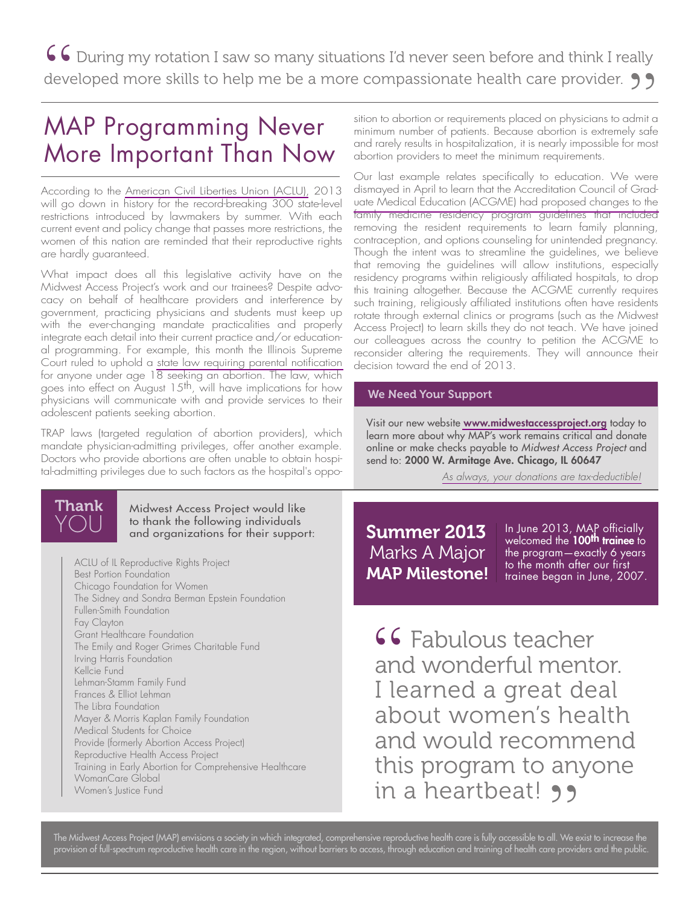“During my rotation I saw so many situations I'd never seen before and think I really developed more skills to help me be a more compassionate health care provider.”

# MAP Programming Never More Important Than Now

According to the American Civil Liberties Union (ACLU), 2013 will go down in history for the record-breaking 300 state-level restrictions introduced by lawmakers by summer. With each current event and policy change that passes more restrictions, the women of this nation are reminded that their reproductive rights are hardly guaranteed.

What impact does all this legislative activity have on the Midwest Access Project's work and our trainees? Despite advocacy on behalf of healthcare providers and interference by government, practicing physicians and students must keep up with the ever-changing mandate practicalities and properly integrate each detail into their current practice and/or educational programming. For example, this month the Illinois Supreme Court ruled to uphold a state law requiring parental notification for anyone under age 18 seeking an abortion. The law, which goes into effect on August 15th, will have implications for how physicians will communicate with and provide services to their adolescent patients seeking abortion.

TRAP laws (targeted regulation of abortion providers), which mandate physician-admitting privileges, offer another example. Doctors who provide abortions are often unable to obtain hospital-admitting privileges due to such factors as the hospital's opposition to abortion or requirements placed on physicians to admit a minimum number of patients. Because abortion is extremely safe and rarely results in hospitalization, it is nearly impossible for most abortion providers to meet the minimum requirements.

Our last example relates specifically to education. We were dismayed in April to learn that the Accreditation Council of Graduate Medical Education (ACGME) had proposed changes to the family medicine residency program guidelines that included removing the resident requirements to learn family planning, contraception, and options counseling for unintended pregnancy. Though the intent was to streamline the guidelines, we believe that removing the guidelines will allow institutions, especially residency programs within religiously affiliated hospitals, to drop this training altogether. Because the ACGME currently requires such training, religiously affiliated institutions often have residents rotate through external clinics or programs (such as the Midwest Access Project) to learn skills they do not teach. We have joined our colleagues across the country to petition the ACGME to reconsider altering the requirements. They will announce their decision toward the end of 2013.

### We Need Your Support

Visit our new website **www.midwestaccessproject.org** today to learn more about why MAP's work remains critical and donate online or make checks payable to *Midwest Access Project* and send to: **2000 W. Armitage Ave. Chicago, IL 60647**

*As always, your donations are tax-deductible!*

## Thank YOU

Midwest Access Project would like to thank the following individuals and organizations for their support:

- ACLU of IL Reproductive Rights Project
- Best Portion Foundation
- Chicago Foundation for Women
- The Sidney and Sondra Berman Epstein Foundation
- Fullen-Smith Foundation
- Fay Clayton
- Grant Healthcare Foundation
- The Emily and Roger Grimes Charitable Fund
- Irving Harris Foundation
- Kellcie Fund
- Lehman-Stamm Family Fund
- Frances & Elliot Lehman
- The Libra Foundation
- Mayer & Morris Kaplan Family Foundation
- Medical Students for Choice
- Provide (formerly Abortion Access Project)
- Reproductive Health Access Project
- Training in Early Abortion for Comprehensive Healthcare
- WomanCare Global
- Women's Justice Fund

## Summer 2013 Marks A Major MAP Milestone!

In June 2013, MAP officially welcomed the **100th trainee** to the program—exactly 6 years to the month after our first trainee began in June, 2007.

“Fabulous teacher and wonderful mentor. I learned a great deal about women's health and would recommend this program to anyone in a heartbeat!”

The Midwest Access Project (MAP) envisions a society in which integrated, comprehensive reproductive health care is fully accessible to all. We exist to increase the provision of full-spectrum reproductive health care in the region, without barriers to access, through education and training of health care providers and the public.